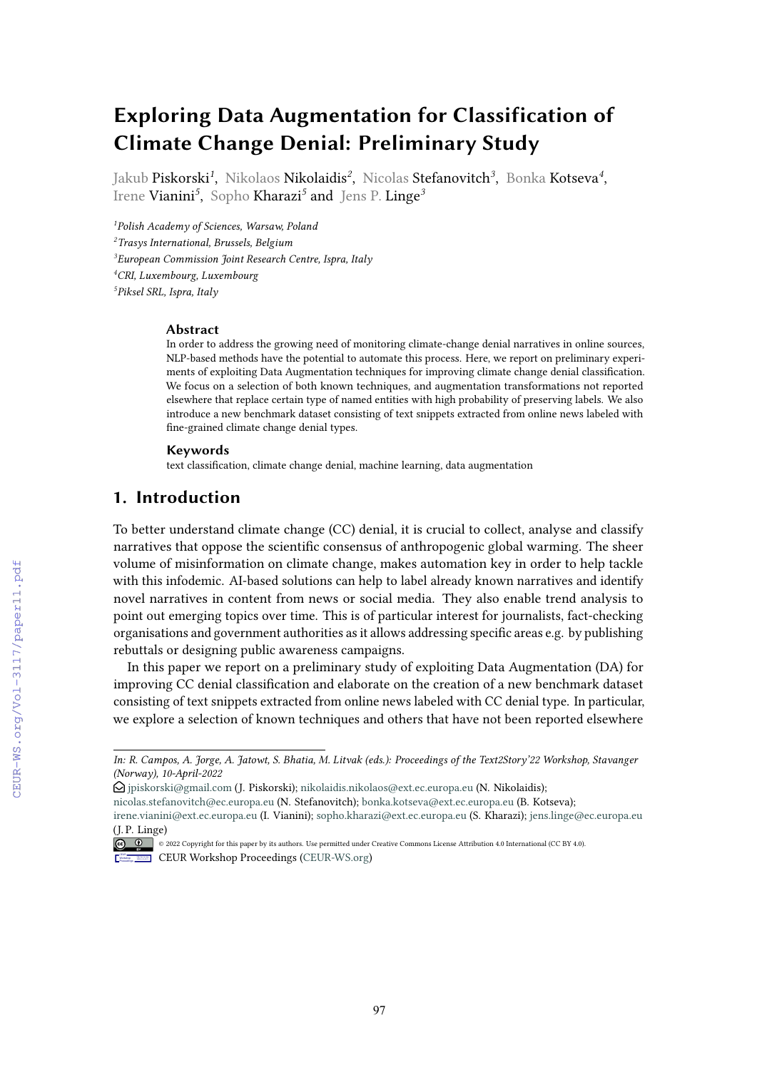# Exploring Data Augmentation for Classification of Climate Change Denial: Preliminary Study

Jakub Piskorski[1], Nikolaos Nikolaidis[2], Nicolas Stefanovitch[3], Bonka Kotseva[4], Irene Vianini[5], Sopho Kharazi[5] and Jens P. Linge[3]

[1]*Polish Academy of Sciences, Warsaw, Poland*
[2]*Trasys International, Brussels, Belgium*
[3]*European Commission Joint Research Centre, Ispra, Italy*
[4]*CRI, Luxembourg, Luxembourg*
[5]*Piksel SRL, Ispra, Italy*

### Abstract

In order to address the growing need of monitoring climate-change denial narratives in online sources, NLP-based methods have the potential to automate this process. Here, we report on preliminary experiments of exploiting Data Augmentation techniques for improving climate change denial classification. We focus on a selection of both known techniques, and augmentation transformations not reported elsewhere that replace certain type of named entities with high probability of preserving labels. We also introduce a new benchmark dataset consisting of text snippets extracted from online news labeled with fine-grained climate change denial types.

### Keywords

text classification, climate change denial, machine learning, data augmentation

## 1. Introduction

To better understand climate change (CC) denial, it is crucial to collect, analyse and classify narratives that oppose the scientific consensus of anthropogenic global warming. The sheer volume of misinformation on climate change, makes automation key in order to help tackle with this infodemic. AI-based solutions can help to label already known narratives and identify novel narratives in content from news or social media. They also enable trend analysis to point out emerging topics over time. This is of particular interest for journalists, fact-checking organisations and government authorities as it allows addressing specific areas e.g. by publishing rebuttals or designing public awareness campaigns.

In this paper we report on a preliminary study of exploiting Data Augmentation (DA) for improving CC denial classification and elaborate on the creation of a new benchmark dataset consisting of text snippets extracted from online news labeled with CC denial type. In particular, we explore a selection of known techniques and others that have not been reported elsewhere

---

*In: R. Campos, A. Jorge, A. Jatowt, S. Bhatia, M. Litvak (eds.): Proceedings of the Text2Story'22 Workshop, Stavanger (Norway), 10-April-2022*

jpiskorski@gmail.com (J. Piskorski); nikolaidis.nikolaos@ext.ec.europa.eu (N. Nikolaidis); nicolas.stefanovitch@ec.europa.eu (N. Stefanovitch); bonka.kotseva@ext.ec.europa.eu (B. Kotseva); irene.vianini@ext.ec.europa.eu (I. Vianini); sopho.kharazi@ext.ec.europa.eu (S. Kharazi); jens.linge@ec.europa.eu (J. P. Linge)

© 2022 Copyright for this paper by its authors. Use permitted under Creative Commons License Attribution 4.0 International (CC BY 4.0).

CEUR Workshop Proceedings (CEUR-WS.org)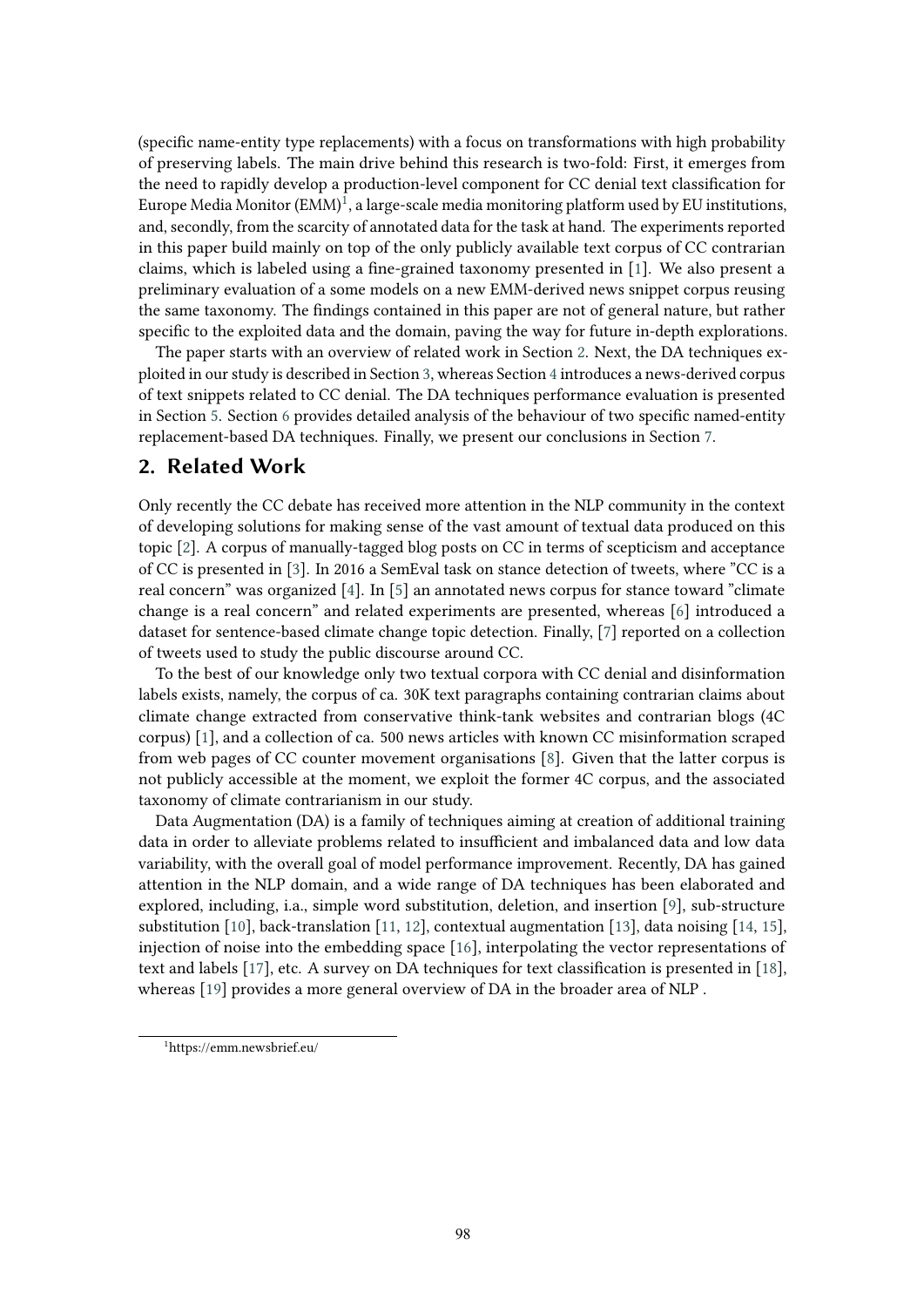(specific name-entity type replacements) with a focus on transformations with high probability of preserving labels. The main drive behind this research is two-fold: First, it emerges from the need to rapidly develop a production-level component for CC denial text classification for Europe Media Monitor (EMM)[1], a large-scale media monitoring platform used by EU institutions, and, secondly, from the scarcity of annotated data for the task at hand. The experiments reported in this paper build mainly on top of the only publicly available text corpus of CC contrarian claims, which is labeled using a fine-grained taxonomy presented in [1]. We also present a preliminary evaluation of a some models on a new EMM-derived news snippet corpus reusing the same taxonomy. The findings contained in this paper are not of general nature, but rather specific to the exploited data and the domain, paving the way for future in-depth explorations.

The paper starts with an overview of related work in Section 2. Next, the DA techniques exploited in our study is described in Section 3, whereas Section 4 introduces a news-derived corpus of text snippets related to CC denial. The DA techniques performance evaluation is presented in Section 5. Section 6 provides detailed analysis of the behaviour of two specific named-entity replacement-based DA techniques. Finally, we present our conclusions in Section 7.

## 2. Related Work

Only recently the CC debate has received more attention in the NLP community in the context of developing solutions for making sense of the vast amount of textual data produced on this topic [2]. A corpus of manually-tagged blog posts on CC in terms of scepticism and acceptance of CC is presented in [3]. In 2016 a SemEval task on stance detection of tweets, where "CC is a real concern" was organized [4]. In [5] an annotated news corpus for stance toward "climate change is a real concern" and related experiments are presented, whereas [6] introduced a dataset for sentence-based climate change topic detection. Finally, [7] reported on a collection of tweets used to study the public discourse around CC.

To the best of our knowledge only two textual corpora with CC denial and disinformation labels exists, namely, the corpus of ca. 30K text paragraphs containing contrarian claims about climate change extracted from conservative think-tank websites and contrarian blogs (4C corpus) [1], and a collection of ca. 500 news articles with known CC misinformation scraped from web pages of CC counter movement organisations [8]. Given that the latter corpus is not publicly accessible at the moment, we exploit the former 4C corpus, and the associated taxonomy of climate contrarianism in our study.

Data Augmentation (DA) is a family of techniques aiming at creation of additional training data in order to alleviate problems related to insufficient and imbalanced data and low data variability, with the overall goal of model performance improvement. Recently, DA has gained attention in the NLP domain, and a wide range of DA techniques has been elaborated and explored, including, i.a., simple word substitution, deletion, and insertion [9], sub-structure substitution [10], back-translation [11, 12], contextual augmentation [13], data noising [14, 15], injection of noise into the embedding space [16], interpolating the vector representations of text and labels [17], etc. A survey on DA techniques for text classification is presented in [18], whereas [19] provides a more general overview of DA in the broader area of NLP .

[1]https://emm.newsbrief.eu/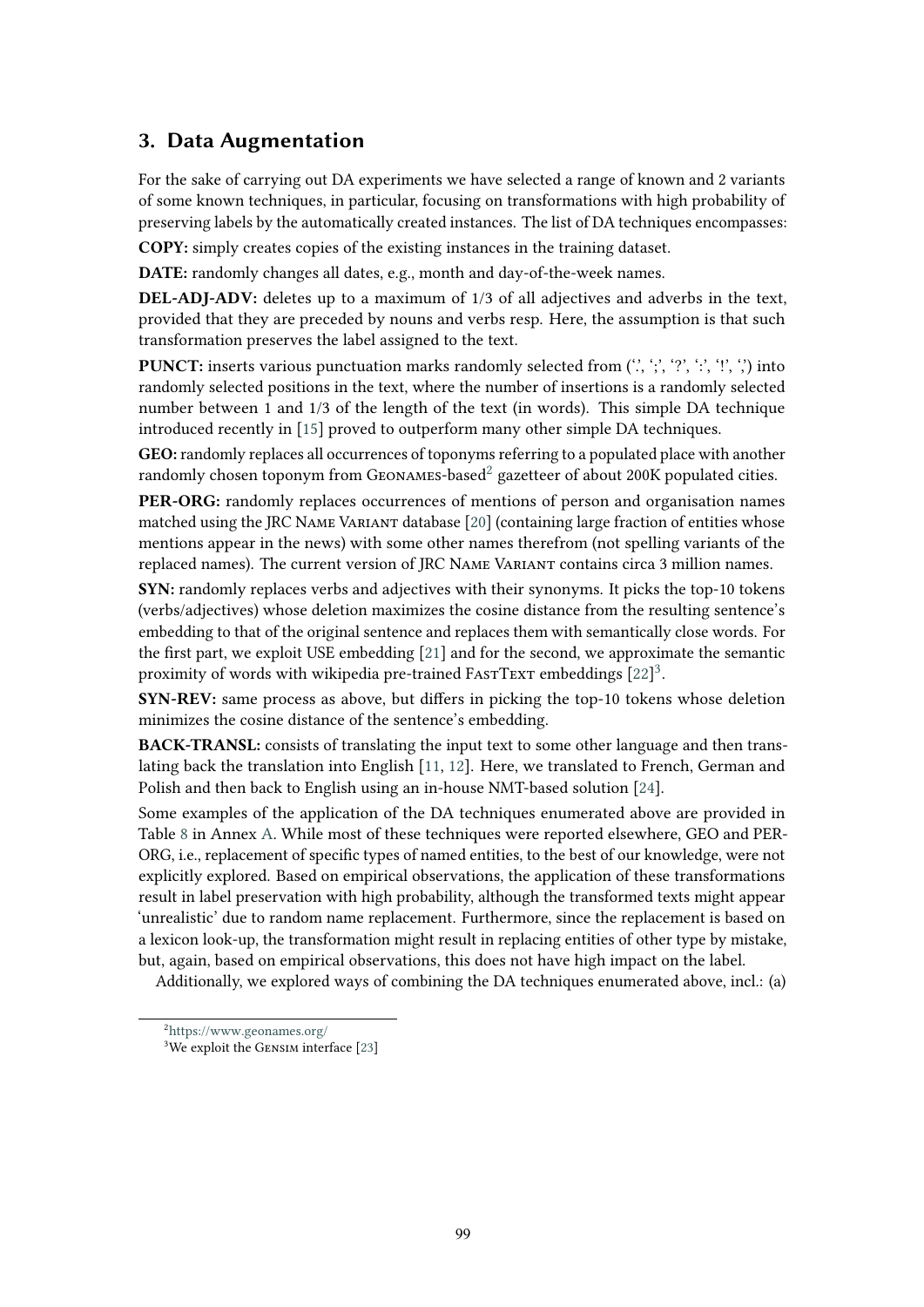## 3. Data Augmentation

For the sake of carrying out DA experiments we have selected a range of known and 2 variants of some known techniques, in particular, focusing on transformations with high probability of preserving labels by the automatically created instances. The list of DA techniques encompasses:

**COPY:** simply creates copies of the existing instances in the training dataset.

**DATE:** randomly changes all dates, e.g., month and day-of-the-week names.

**DEL-ADJ-ADV:** deletes up to a maximum of 1/3 of all adjectives and adverbs in the text, provided that they are preceded by nouns and verbs resp. Here, the assumption is that such transformation preserves the label assigned to the text.

**PUNCT:** inserts various punctuation marks randomly selected from ('.', ';', '?', ':', '!', ',') into randomly selected positions in the text, where the number of insertions is a randomly selected number between 1 and 1/3 of the length of the text (in words). This simple DA technique introduced recently in [15] proved to outperform many other simple DA techniques.

**GEO:** randomly replaces all occurrences of toponyms referring to a populated place with another randomly chosen toponym from Geonames-based[2] gazetteer of about 200K populated cities.

**PER-ORG:** randomly replaces occurrences of mentions of person and organisation names matched using the JRC Name Variant database [20] (containing large fraction of entities whose mentions appear in the news) with some other names therefrom (not spelling variants of the replaced names). The current version of JRC Name Variant contains circa 3 million names.

**SYN:** randomly replaces verbs and adjectives with their synonyms. It picks the top-10 tokens (verbs/adjectives) whose deletion maximizes the cosine distance from the resulting sentence's embedding to that of the original sentence and replaces them with semantically close words. For the first part, we exploit USE embedding [21] and for the second, we approximate the semantic proximity of words with wikipedia pre-trained FastText embeddings [22][3].

**SYN-REV:** same process as above, but differs in picking the top-10 tokens whose deletion minimizes the cosine distance of the sentence's embedding.

**BACK-TRANSL:** consists of translating the input text to some other language and then translating back the translation into English [11, 12]. Here, we translated to French, German and Polish and then back to English using an in-house NMT-based solution [24].

Some examples of the application of the DA techniques enumerated above are provided in Table 8 in Annex A. While most of these techniques were reported elsewhere, GEO and PER-ORG, i.e., replacement of specific types of named entities, to the best of our knowledge, were not explicitly explored. Based on empirical observations, the application of these transformations result in label preservation with high probability, although the transformed texts might appear 'unrealistic' due to random name replacement. Furthermore, since the replacement is based on a lexicon look-up, the transformation might result in replacing entities of other type by mistake, but, again, based on empirical observations, this does not have high impact on the label.

Additionally, we explored ways of combining the DA techniques enumerated above, incl.: (a)

---

[2] https://www.geonames.org/

[3] We exploit the Gensim interface [23]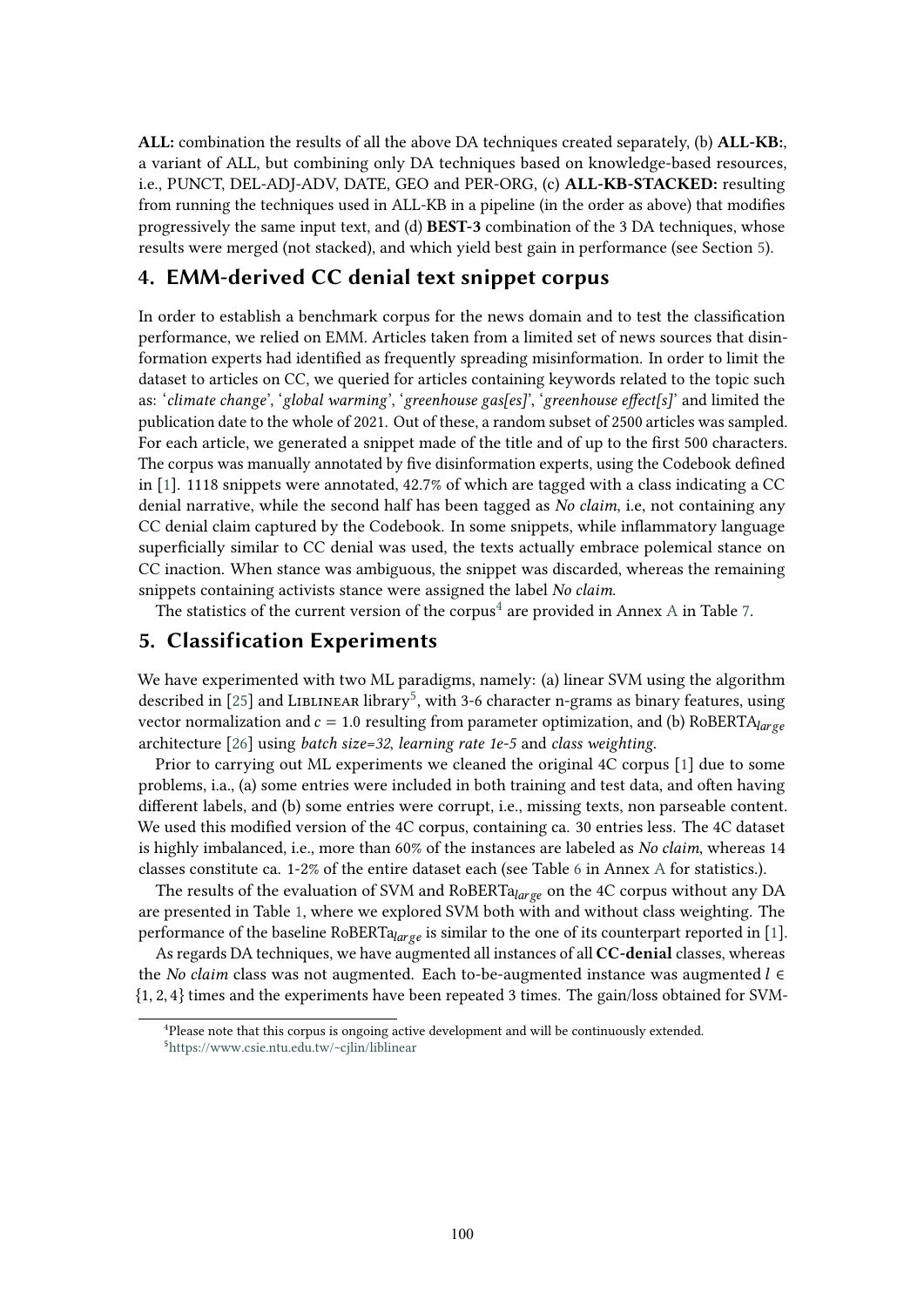**ALL:** combination the results of all the above DA techniques created separately, (b) **ALL-KB:**, a variant of ALL, but combining only DA techniques based on knowledge-based resources, i.e., PUNCT, DEL-ADJ-ADV, DATE, GEO and PER-ORG, (c) **ALL-KB-STACKED:** resulting from running the techniques used in ALL-KB in a pipeline (in the order as above) that modifies progressively the same input text, and (d) **BEST-3** combination of the 3 DA techniques, whose results were merged (not stacked), and which yield best gain in performance (see Section 5).

## 4. EMM-derived CC denial text snippet corpus

In order to establish a benchmark corpus for the news domain and to test the classification performance, we relied on EMM. Articles taken from a limited set of news sources that disinformation experts had identified as frequently spreading misinformation. In order to limit the dataset to articles on CC, we queried for articles containing keywords related to the topic such as: '*climate change*', '*global warming*', '*greenhouse gas[es]*', '*greenhouse effect[s]*' and limited the publication date to the whole of 2021. Out of these, a random subset of 2500 articles was sampled. For each article, we generated a snippet made of the title and of up to the first 500 characters. The corpus was manually annotated by five disinformation experts, using the Codebook defined in [1]. 1118 snippets were annotated, 42.7% of which are tagged with a class indicating a CC denial narrative, while the second half has been tagged as *No claim*, i.e, not containing any CC denial claim captured by the Codebook. In some snippets, while inflammatory language superficially similar to CC denial was used, the texts actually embrace polemical stance on CC inaction. When stance was ambiguous, the snippet was discarded, whereas the remaining snippets containing activists stance were assigned the label *No claim*.

The statistics of the current version of the corpus[4] are provided in Annex A in Table 7.

## 5. Classification Experiments

We have experimented with two ML paradigms, namely: (a) linear SVM using the algorithm described in [25] and LIBLINEAR library[5], with 3-6 character n-grams as binary features, using vector normalization and $c = 1.0$ resulting from parameter optimization, and (b) RoBERTA$_{large}$ architecture [26] using *batch size=32*, *learning rate 1e-5* and *class weighting*.

Prior to carrying out ML experiments we cleaned the original 4C corpus [1] due to some problems, i.e., (a) some entries were included in both training and test data, and often having different labels, and (b) some entries were corrupt, i.e., missing texts, non parseable content. We used this modified version of the 4C corpus, containing ca. 30 entries less. The 4C dataset is highly imbalanced, i.e., more than 60% of the instances are labeled as *No claim*, whereas 14 classes constitute ca. 1-2% of the entire dataset each (see Table 6 in Annex A for statistics.).

The results of the evaluation of SVM and RoBERTa$_{large}$ on the 4C corpus without any DA are presented in Table 1, where we explored SVM both with and without class weighting. The performance of the baseline RoBERTa$_{large}$ is similar to the one of its counterpart reported in [1].

As regards DA techniques, we have augmented all instances of all **CC-denial** classes, whereas the *No claim* class was not augmented. Each to-be-augmented instance was augmented $l \in \{1, 2, 4\}$ times and the experiments have been repeated 3 times. The gain/loss obtained for SVM-

[4] Please note that this corpus is ongoing active development and will be continuously extended.
[5] https://www.csie.ntu.edu.tw/~cjlin/liblinear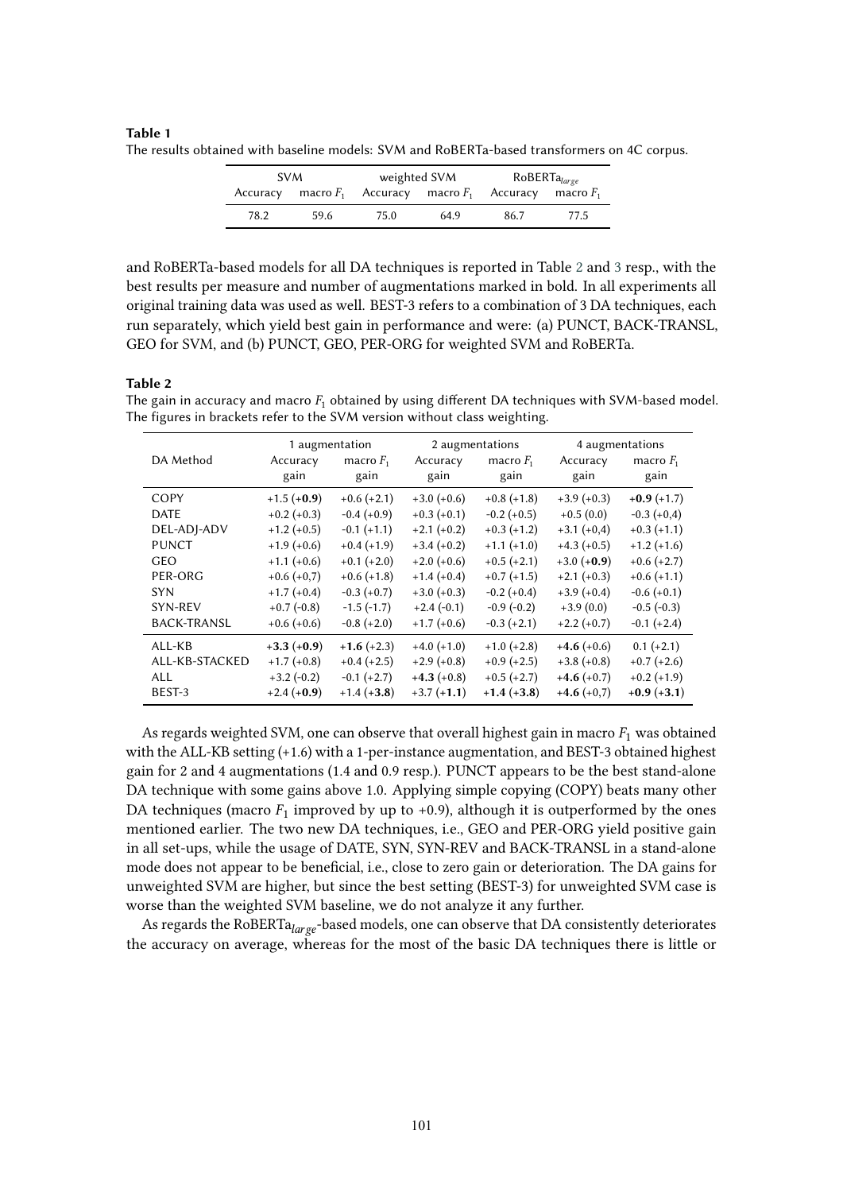**Table 1**
The results obtained with baseline models: SVM and RoBERTa-based transformers on 4C corpus.

| SVM | | weighted SVM | | RoBERTa$_{large}$ | |
|---|---|---|---|---|---|
| Accuracy | macro $F_1$ | Accuracy | macro $F_1$ | Accuracy | macro $F_1$ |
| 78.2 | 59.6 | 75.0 | 64.9 | 86.7 | 77.5 |

and RoBERTa-based models for all DA techniques is reported in Table 2 and 3 resp., with the best results per measure and number of augmentations marked in bold. In all experiments all original training data was used as well. BEST-3 refers to a combination of 3 DA techniques, each run separately, which yield best gain in performance and were: (a) PUNCT, BACK-TRANSL, GEO for SVM, and (b) PUNCT, GEO, PER-ORG for weighted SVM and RoBERTa.

**Table 2**
The gain in accuracy and macro $F_1$ obtained by using different DA techniques with SVM-based model. The figures in brackets refer to the SVM version without class weighting.

| DA Method | 1 augmentation | | 2 augmentations | | 4 augmentations | |
|---|---|---|---|---|---|---|
| | Accuracy gain | macro $F_1$ gain | Accuracy gain | macro $F_1$ gain | Accuracy gain | macro $F_1$ gain |
| COPY | +1.5 (+**0.9**) | +0.6 (+2.1) | +3.0 (+0.6) | +0.8 (+1.8) | +3.9 (+0.3) | +**0.9** (+1.7) |
| DATE | +0.2 (+0.3) | -0.4 (+0.9) | +0.3 (+0.1) | -0.2 (+0.5) | +0.5 (0.0) | -0.3 (+0,4) |
| DEL-ADJ-ADV | +1.2 (+0.5) | -0.1 (+1.1) | +2.1 (+0.2) | +0.3 (+1.2) | +3.1 (+0,4) | +0.3 (+1.1) |
| PUNCT | +1.9 (+0.6) | +0.4 (+1.9) | +3.4 (+0.2) | +1.1 (+1.0) | +4.3 (+0.5) | +1.2 (+1.6) |
| GEO | +1.1 (+0.6) | +0.1 (+2.0) | +2.0 (+0.6) | +0.5 (+2.1) | +3.0 (+**0.9**) | +0.6 (+2.7) |
| PER-ORG | +0.6 (+0,7) | +0.6 (+1.8) | +1.4 (+0.4) | +0.7 (+1.5) | +2.1 (+0.3) | +0.6 (+1.1) |
| SYN | +1.7 (+0.4) | -0.3 (+0.7) | +3.0 (+0.3) | -0.2 (+0.4) | +3.9 (+0.4) | -0.6 (+0.1) |
| SYN-REV | +0.7 (-0.8) | -1.5 (-1.7) | +2.4 (-0.1) | -0.9 (-0.2) | +3.9 (0.0) | -0.5 (-0.3) |
| BACK-TRANSL | +0.6 (+0.6) | -0.8 (+2.0) | +1.7 (+0.6) | -0.3 (+2.1) | +2.2 (+0.7) | -0.1 (+2.4) |
| ALL-KB | +**3.3** (+**0.9**) | +**1.6** (+2.3) | +4.0 (+1.0) | +1.0 (+2.8) | +**4.6** (+0.6) | 0.1 (+2.1) |
| ALL-KB-STACKED | +1.7 (+0.8) | +0.4 (+2.5) | +2.9 (+0.8) | +0.9 (+2.5) | +3.8 (+0.8) | +0.7 (+2.6) |
| ALL | +3.2 (-0.2) | -0.1 (+2.7) | +**4.3** (+0.8) | +0.5 (+2.7) | +**4.6** (+0.7) | +0.2 (+1.9) |
| BEST-3 | +2.4 (+**0.9**) | +1.4 (+**3.8**) | +3.7 (+**1.1**) | +**1.4** (+**3.8**) | +**4.6** (+0,7) | +**0.9** (+**3.1**) |

As regards weighted SVM, one can observe that overall highest gain in macro $F_1$ was obtained with the ALL-KB setting (+1.6) with a 1-per-instance augmentation, and BEST-3 obtained highest gain for 2 and 4 augmentations (1.4 and 0.9 resp.). PUNCT appears to be the best stand-alone DA technique with some gains above 1.0. Applying simple copying (COPY) beats many other DA techniques (macro $F_1$ improved by up to +0.9), although it is outperformed by the ones mentioned earlier. The two new DA techniques, i.e., GEO and PER-ORG yield positive gain in all set-ups, while the usage of DATE, SYN, SYN-REV and BACK-TRANSL in a stand-alone mode does not appear to be beneficial, i.e., close to zero gain or deterioration. The DA gains for unweighted SVM are higher, but since the best setting (BEST-3) for unweighted SVM case is worse than the weighted SVM baseline, we do not analyze it any further.

As regards the RoBERTa$_{large}$-based models, one can observe that DA consistently deteriorates the accuracy on average, whereas for the most of the basic DA techniques there is little or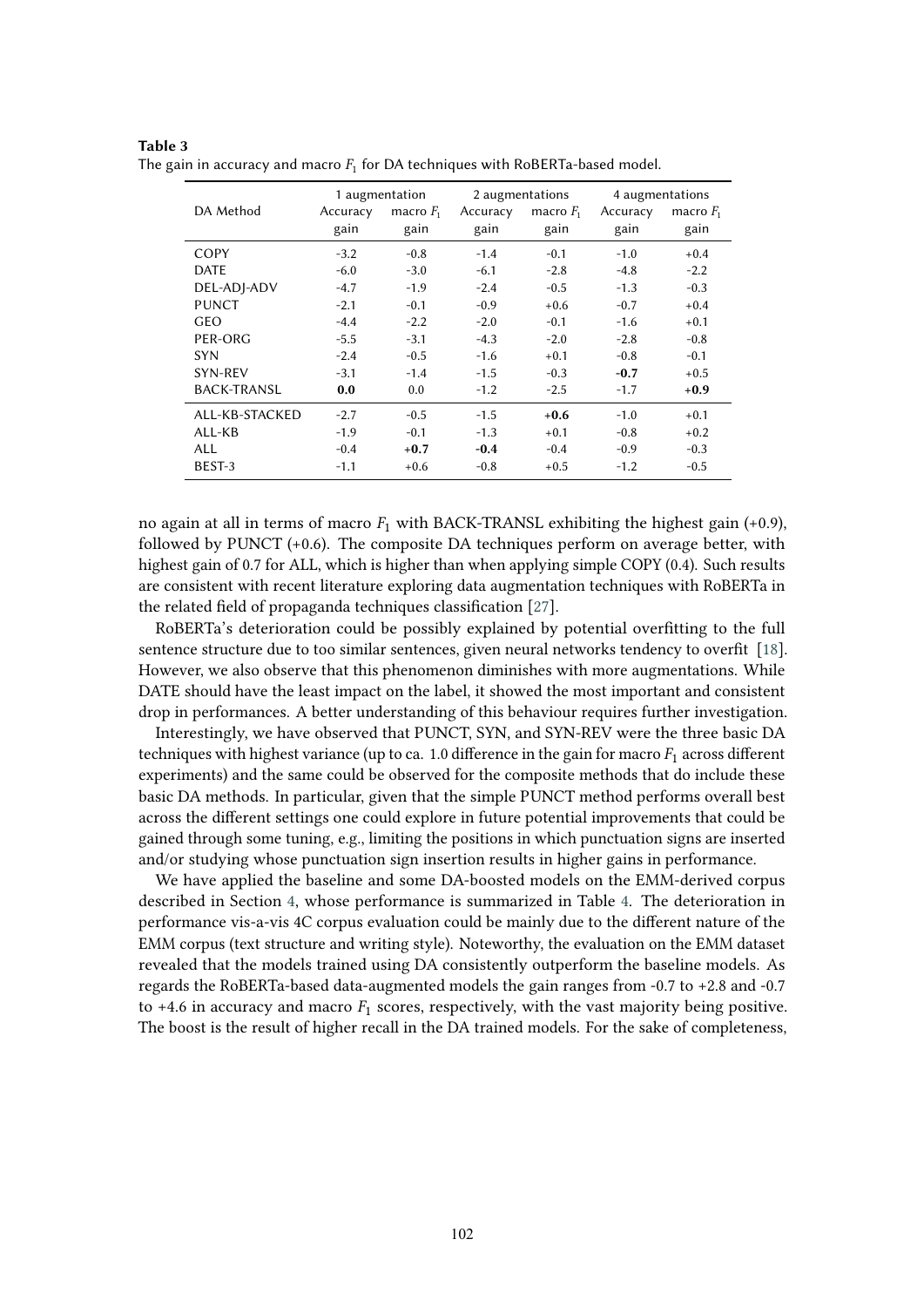**Table 3**
The gain in accuracy and macro $F_1$ for DA techniques with RoBERTa-based model.

| DA Method | 1 augmentation | | 2 augmentations | | 4 augmentations | |
|---|---|---|---|---|---|---|
| | Accuracy gain | macro $F_1$ gain | Accuracy gain | macro $F_1$ gain | Accuracy gain | macro $F_1$ gain |
| COPY | -3.2 | -0.8 | -1.4 | -0.1 | -1.0 | +0.4 |
| DATE | -6.0 | -3.0 | -6.1 | -2.8 | -4.8 | -2.2 |
| DEL-ADJ-ADV | -4.7 | -1.9 | -2.4 | -0.5 | -1.3 | -0.3 |
| PUNCT | -2.1 | -0.1 | -0.9 | +0.6 | -0.7 | +0.4 |
| GEO | -4.4 | -2.2 | -2.0 | -0.1 | -1.6 | +0.1 |
| PER-ORG | -5.5 | -3.1 | -4.3 | -2.0 | -2.8 | -0.8 |
| SYN | -2.4 | -0.5 | -1.6 | +0.1 | -0.8 | -0.1 |
| SYN-REV | -3.1 | -1.4 | -1.5 | -0.3 | **-0.7** | +0.5 |
| BACK-TRANSL | **0.0** | 0.0 | -1.2 | -2.5 | -1.7 | **+0.9** |
| ALL-KB-STACKED | -2.7 | -0.5 | -1.5 | **+0.6** | -1.0 | +0.1 |
| ALL-KB | -1.9 | -0.1 | -1.3 | +0.1 | -0.8 | +0.2 |
| ALL | -0.4 | **+0.7** | **-0.4** | -0.4 | -0.9 | -0.3 |
| BEST-3 | -1.1 | +0.6 | -0.8 | +0.5 | -1.2 | -0.5 |

no again at all in terms of macro $F_1$ with BACK-TRANSL exhibiting the highest gain (+0.9), followed by PUNCT (+0.6). The composite DA techniques perform on average better, with highest gain of 0.7 for ALL, which is higher than when applying simple COPY (0.4). Such results are consistent with recent literature exploring data augmentation techniques with RoBERTa in the related field of propaganda techniques classification [27].

RoBERTa's deterioration could be possibly explained by potential overfitting to the full sentence structure due to too similar sentences, given neural networks tendency to overfit [18]. However, we also observe that this phenomenon diminishes with more augmentations. While DATE should have the least impact on the label, it showed the most important and consistent drop in performances. A better understanding of this behaviour requires further investigation.

Interestingly, we have observed that PUNCT, SYN, and SYN-REV were the three basic DA techniques with highest variance (up to ca. 1.0 difference in the gain for macro $F_1$ across different experiments) and the same could be observed for the composite methods that do include these basic DA methods. In particular, given that the simple PUNCT method performs overall best across the different settings one could explore in future potential improvements that could be gained through some tuning, e.g., limiting the positions in which punctuation signs are inserted and/or studying whose punctuation sign insertion results in higher gains in performance.

We have applied the baseline and some DA-boosted models on the EMM-derived corpus described in Section 4, whose performance is summarized in Table 4. The deterioration in performance vis-a-vis 4C corpus evaluation could be mainly due to the different nature of the EMM corpus (text structure and writing style). Noteworthy, the evaluation on the EMM dataset revealed that the models trained using DA consistently outperform the baseline models. As regards the RoBERTa-based data-augmented models the gain ranges from -0.7 to +2.8 and -0.7 to +4.6 in accuracy and macro $F_1$ scores, respectively, with the vast majority being positive. The boost is the result of higher recall in the DA trained models. For the sake of completeness,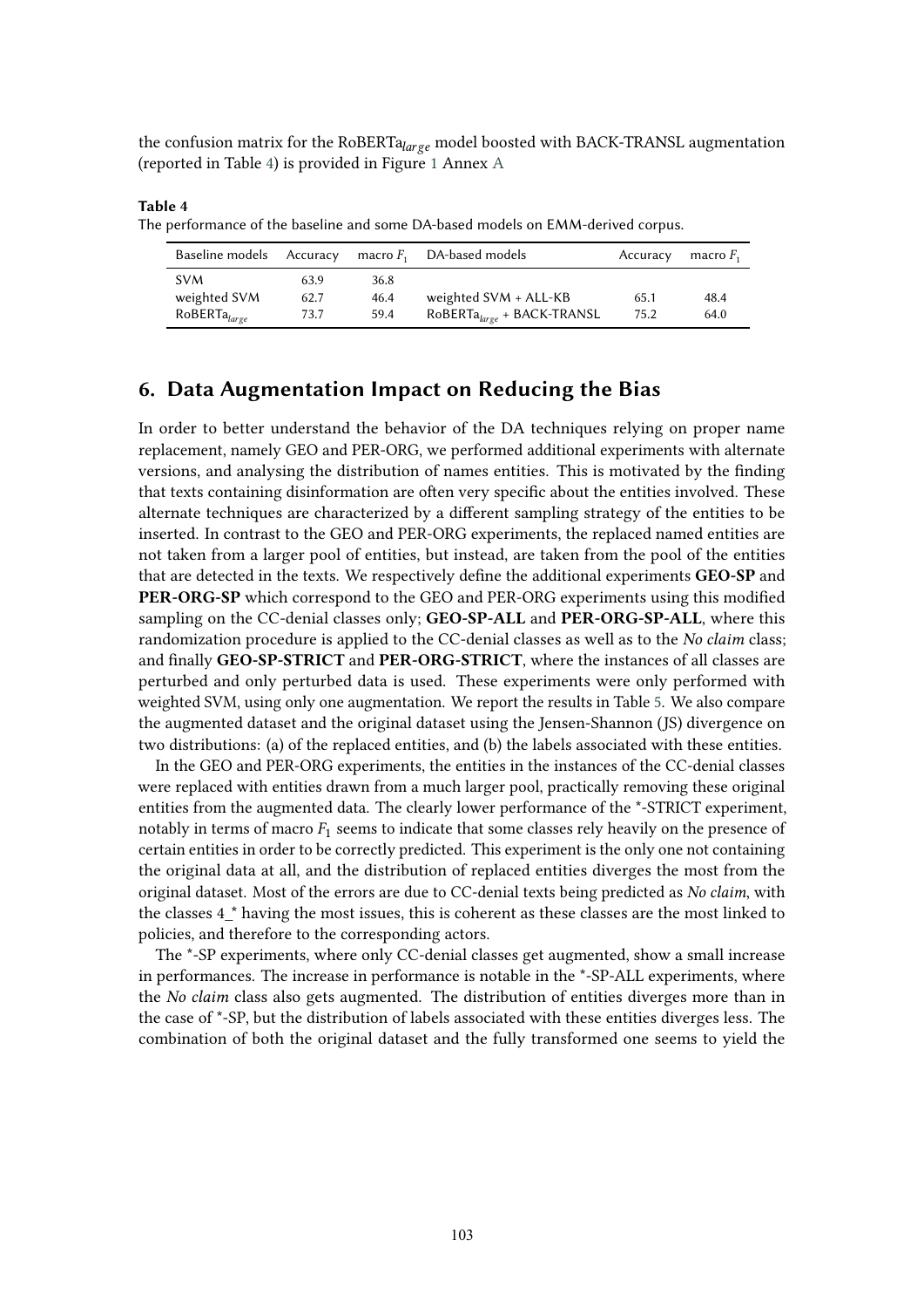the confusion matrix for the RoBERTa$_{large}$ model boosted with BACK-TRANSL augmentation (reported in Table 4) is provided in Figure 1 Annex A

**Table 4**
The performance of the baseline and some DA-based models on EMM-derived corpus.

| Baseline models | Accuracy | macro $F_1$ | DA-based models | Accuracy | macro $F_1$ |
|---|---|---|---|---|---|
| SVM | 63.9 | 36.8 | | | |
| weighted SVM | 62.7 | 46.4 | weighted SVM + ALL-KB | 65.1 | 48.4 |
| RoBERTa$_{large}$ | 73.7 | 59.4 | RoBERTa$_{large}$ + BACK-TRANSL | 75.2 | 64.0 |

## 6. Data Augmentation Impact on Reducing the Bias

In order to better understand the behavior of the DA techniques relying on proper name replacement, namely GEO and PER-ORG, we performed additional experiments with alternate versions, and analysing the distribution of names entities. This is motivated by the finding that texts containing disinformation are often very specific about the entities involved. These alternate techniques are characterized by a different sampling strategy of the entities to be inserted. In contrast to the GEO and PER-ORG experiments, the replaced named entities are not taken from a larger pool of entities, but instead, are taken from the pool of the entities that are detected in the texts. We respectively define the additional experiments **GEO-SP** and **PER-ORG-SP** which correspond to the GEO and PER-ORG experiments using this modified sampling on the CC-denial classes only; **GEO-SP-ALL** and **PER-ORG-SP-ALL**, where this randomization procedure is applied to the CC-denial classes as well as to the *No claim* class; and finally **GEO-SP-STRICT** and **PER-ORG-STRICT**, where the instances of all classes are perturbed and only perturbed data is used. These experiments were only performed with weighted SVM, using only one augmentation. We report the results in Table 5. We also compare the augmented dataset and the original dataset using the Jensen-Shannon (JS) divergence on two distributions: (a) of the replaced entities, and (b) the labels associated with these entities.

In the GEO and PER-ORG experiments, the entities in the instances of the CC-denial classes were replaced with entities drawn from a much larger pool, practically removing these original entities from the augmented data. The clearly lower performance of the *-STRICT experiment, notably in terms of macro $F_1$ seems to indicate that some classes rely heavily on the presence of certain entities in order to be correctly predicted. This experiment is the only one not containing the original data at all, and the distribution of replaced entities diverges the most from the original dataset. Most of the errors are due to CC-denial texts being predicted as *No claim*, with the classes 4_* having the most issues, this is coherent as these classes are the most linked to policies, and therefore to the corresponding actors.

The *-SP experiments, where only CC-denial classes get augmented, show a small increase in performances. The increase in performance is notable in the *-SP-ALL experiments, where the *No claim* class also gets augmented. The distribution of entities diverges more than in the case of *-SP, but the distribution of labels associated with these entities diverges less. The combination of both the original dataset and the fully transformed one seems to yield the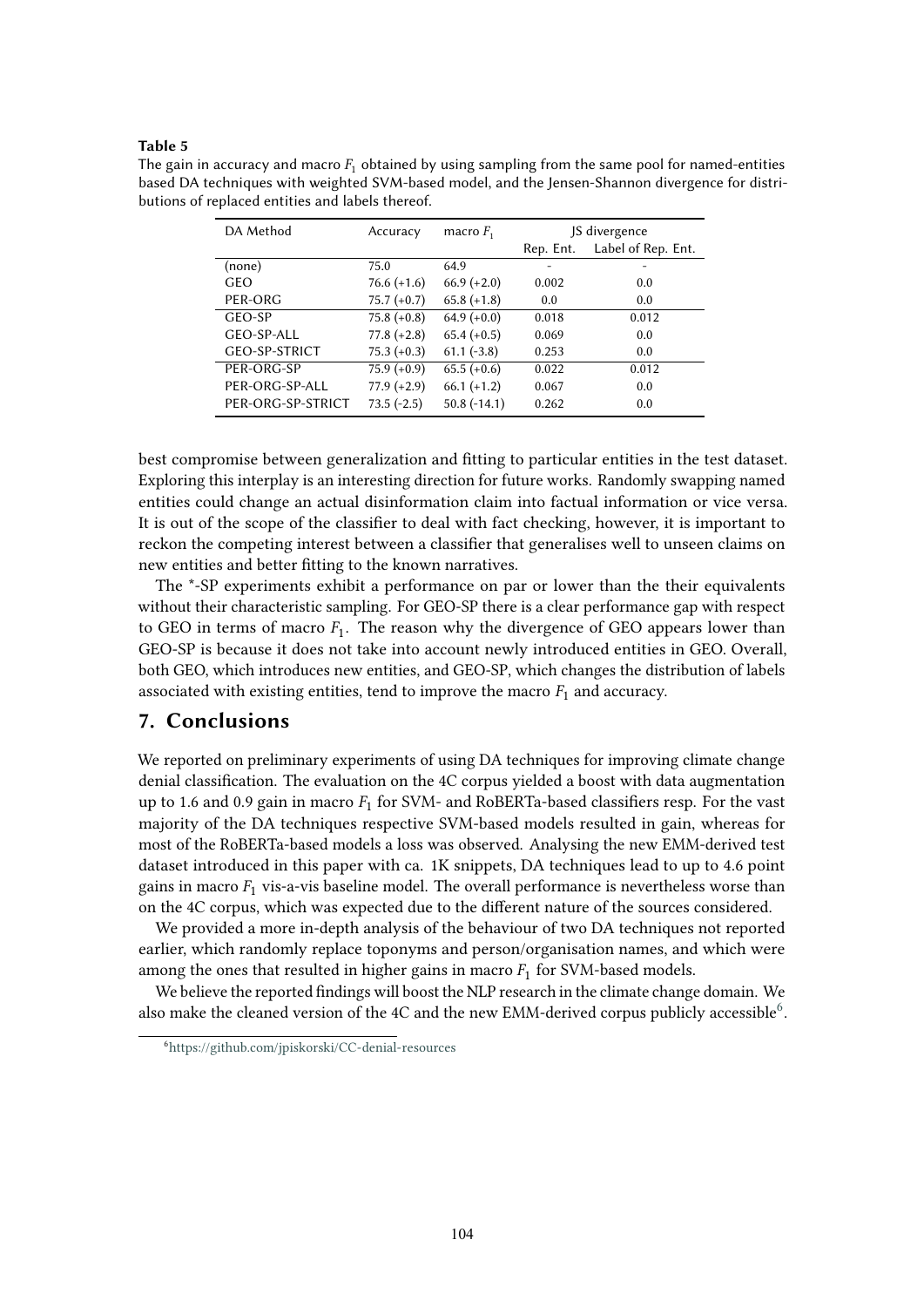**Table 5**

The gain in accuracy and macro $F_1$ obtained by using sampling from the same pool for named-entities based DA techniques with weighted SVM-based model, and the Jensen-Shannon divergence for distributions of replaced entities and labels thereof.

| DA Method | Accuracy | macro $F_1$ | JS divergence | |
|---|---|---|---|---|
| | | | Rep. Ent. | Label of Rep. Ent. |
| (none) | 75.0 | 64.9 | - | - |
| GEO | 76.6 (+1.6) | 66.9 (+2.0) | 0.002 | 0.0 |
| PER-ORG | 75.7 (+0.7) | 65.8 (+1.8) | 0.0 | 0.0 |
| GEO-SP | 75.8 (+0.8) | 64.9 (+0.0) | 0.018 | 0.012 |
| GEO-SP-ALL | 77.8 (+2.8) | 65.4 (+0.5) | 0.069 | 0.0 |
| GEO-SP-STRICT | 75.3 (+0.3) | 61.1 (-3.8) | 0.253 | 0.0 |
| PER-ORG-SP | 75.9 (+0.9) | 65.5 (+0.6) | 0.022 | 0.012 |
| PER-ORG-SP-ALL | 77.9 (+2.9) | 66.1 (+1.2) | 0.067 | 0.0 |
| PER-ORG-SP-STRICT | 73.5 (-2.5) | 50.8 (-14.1) | 0.262 | 0.0 |

best compromise between generalization and fitting to particular entities in the test dataset. Exploring this interplay is an interesting direction for future works. Randomly swapping named entities could change an actual disinformation claim into factual information or vice versa. It is out of the scope of the classifier to deal with fact checking, however, it is important to reckon the competing interest between a classifier that generalises well to unseen claims on new entities and better fitting to the known narratives.

The *-SP experiments exhibit a performance on par or lower than the their equivalents without their characteristic sampling. For GEO-SP there is a clear performance gap with respect to GEO in terms of macro $F_1$. The reason why the divergence of GEO appears lower than GEO-SP is because it does not take into account newly introduced entities in GEO. Overall, both GEO, which introduces new entities, and GEO-SP, which changes the distribution of labels associated with existing entities, tend to improve the macro $F_1$ and accuracy.

## 7. Conclusions

We reported on preliminary experiments of using DA techniques for improving climate change denial classification. The evaluation on the 4C corpus yielded a boost with data augmentation up to 1.6 and 0.9 gain in macro $F_1$ for SVM- and RoBERTa-based classifiers resp. For the vast majority of the DA techniques respective SVM-based models resulted in gain, whereas for most of the RoBERTa-based models a loss was observed. Analysing the new EMM-derived test dataset introduced in this paper with ca. 1K snippets, DA techniques lead to up to 4.6 point gains in macro $F_1$ vis-a-vis baseline model. The overall performance is nevertheless worse than on the 4C corpus, which was expected due to the different nature of the sources considered.

We provided a more in-depth analysis of the behaviour of two DA techniques not reported earlier, which randomly replace toponyms and person/organisation names, and which were among the ones that resulted in higher gains in macro $F_1$ for SVM-based models.

We believe the reported findings will boost the NLP research in the climate change domain. We also make the cleaned version of the 4C and the new EMM-derived corpus publicly accessible[6].

[6] https://github.com/jpiskorski/CC-denial-resources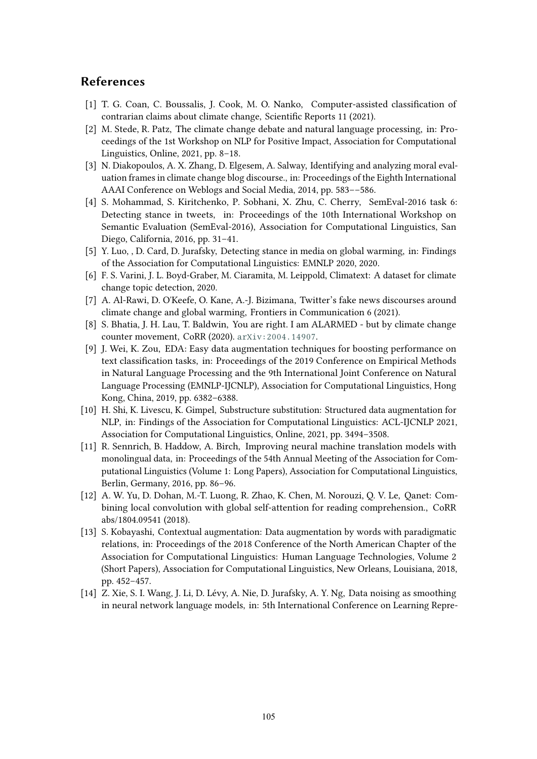## References

[1] T. G. Coan, C. Boussalis, J. Cook, M. O. Nanko, Computer-assisted classification of contrarian claims about climate change, Scientific Reports 11 (2021).

[2] M. Stede, R. Patz, The climate change debate and natural language processing, in: Proceedings of the 1st Workshop on NLP for Positive Impact, Association for Computational Linguistics, Online, 2021, pp. 8–18.

[3] N. Diakopoulos, A. X. Zhang, D. Elgesem, A. Salway, Identifying and analyzing moral evaluation frames in climate change blog discourse., in: Proceedings of the Eighth International AAAI Conference on Weblogs and Social Media, 2014, pp. 583––586.

[4] S. Mohammad, S. Kiritchenko, P. Sobhani, X. Zhu, C. Cherry, SemEval-2016 task 6: Detecting stance in tweets, in: Proceedings of the 10th International Workshop on Semantic Evaluation (SemEval-2016), Association for Computational Linguistics, San Diego, California, 2016, pp. 31–41.

[5] Y. Luo, , D. Card, D. Jurafsky, Detecting stance in media on global warming, in: Findings of the Association for Computational Linguistics: EMNLP 2020, 2020.

[6] F. S. Varini, J. L. Boyd-Graber, M. Ciaramita, M. Leippold, Climatext: A dataset for climate change topic detection, 2020.

[7] A. Al-Rawi, D. O'Keefe, O. Kane, A.-J. Bizimana, Twitter's fake news discourses around climate change and global warming, Frontiers in Communication 6 (2021).

[8] S. Bhatia, J. H. Lau, T. Baldwin, You are right. I am ALARMED - but by climate change counter movement, CoRR (2020). arXiv:2004.14907.

[9] J. Wei, K. Zou, EDA: Easy data augmentation techniques for boosting performance on text classification tasks, in: Proceedings of the 2019 Conference on Empirical Methods in Natural Language Processing and the 9th International Joint Conference on Natural Language Processing (EMNLP-IJCNLP), Association for Computational Linguistics, Hong Kong, China, 2019, pp. 6382–6388.

[10] H. Shi, K. Livescu, K. Gimpel, Substructure substitution: Structured data augmentation for NLP, in: Findings of the Association for Computational Linguistics: ACL-IJCNLP 2021, Association for Computational Linguistics, Online, 2021, pp. 3494–3508.

[11] R. Sennrich, B. Haddow, A. Birch, Improving neural machine translation models with monolingual data, in: Proceedings of the 54th Annual Meeting of the Association for Computational Linguistics (Volume 1: Long Papers), Association for Computational Linguistics, Berlin, Germany, 2016, pp. 86–96.

[12] A. W. Yu, D. Dohan, M.-T. Luong, R. Zhao, K. Chen, M. Norouzi, Q. V. Le, Qanet: Combining local convolution with global self-attention for reading comprehension., CoRR abs/1804.09541 (2018).

[13] S. Kobayashi, Contextual augmentation: Data augmentation by words with paradigmatic relations, in: Proceedings of the 2018 Conference of the North American Chapter of the Association for Computational Linguistics: Human Language Technologies, Volume 2 (Short Papers), Association for Computational Linguistics, New Orleans, Louisiana, 2018, pp. 452–457.

[14] Z. Xie, S. I. Wang, J. Li, D. Lévy, A. Nie, D. Jurafsky, A. Y. Ng, Data noising as smoothing in neural network language models, in: 5th International Conference on Learning Repre-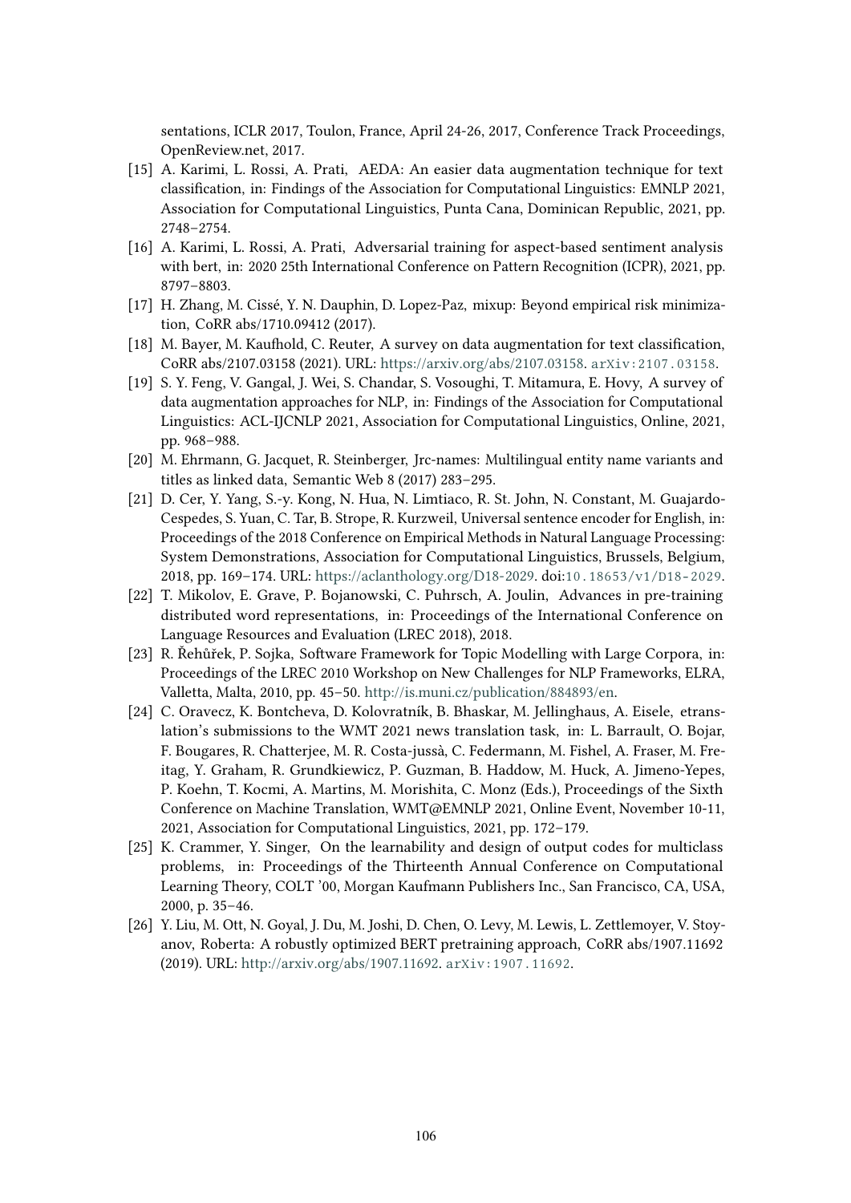sentations, ICLR 2017, Toulon, France, April 24-26, 2017, Conference Track Proceedings, OpenReview.net, 2017.

[15] A. Karimi, L. Rossi, A. Prati, AEDA: An easier data augmentation technique for text classification, in: Findings of the Association for Computational Linguistics: EMNLP 2021, Association for Computational Linguistics, Punta Cana, Dominican Republic, 2021, pp. 2748–2754.

[16] A. Karimi, L. Rossi, A. Prati, Adversarial training for aspect-based sentiment analysis with bert, in: 2020 25th International Conference on Pattern Recognition (ICPR), 2021, pp. 8797–8803.

[17] H. Zhang, M. Cissé, Y. N. Dauphin, D. Lopez-Paz, mixup: Beyond empirical risk minimization, CoRR abs/1710.09412 (2017).

[18] M. Bayer, M. Kaufhold, C. Reuter, A survey on data augmentation for text classification, CoRR abs/2107.03158 (2021). URL: https://arxiv.org/abs/2107.03158. arXiv:2107.03158.

[19] S. Y. Feng, V. Gangal, J. Wei, S. Chandar, S. Vosoughi, T. Mitamura, E. Hovy, A survey of data augmentation approaches for NLP, in: Findings of the Association for Computational Linguistics: ACL-IJCNLP 2021, Association for Computational Linguistics, Online, 2021, pp. 968–988.

[20] M. Ehrmann, G. Jacquet, R. Steinberger, Jrc-names: Multilingual entity name variants and titles as linked data, Semantic Web 8 (2017) 283–295.

[21] D. Cer, Y. Yang, S.-y. Kong, N. Hua, N. Limtiaco, R. St. John, N. Constant, M. Guajardo-Cespedes, S. Yuan, C. Tar, B. Strope, R. Kurzweil, Universal sentence encoder for English, in: Proceedings of the 2018 Conference on Empirical Methods in Natural Language Processing: System Demonstrations, Association for Computational Linguistics, Brussels, Belgium, 2018, pp. 169–174. URL: https://aclanthology.org/D18-2029. doi:10.18653/v1/D18-2029.

[22] T. Mikolov, E. Grave, P. Bojanowski, C. Puhrsch, A. Joulin, Advances in pre-training distributed word representations, in: Proceedings of the International Conference on Language Resources and Evaluation (LREC 2018), 2018.

[23] R. Řehůřek, P. Sojka, Software Framework for Topic Modelling with Large Corpora, in: Proceedings of the LREC 2010 Workshop on New Challenges for NLP Frameworks, ELRA, Valletta, Malta, 2010, pp. 45–50. http://is.muni.cz/publication/884893/en.

[24] C. Oravecz, K. Bontcheva, D. Kolovratník, B. Bhaskar, M. Jellinghaus, A. Eisele, etranslation's submissions to the WMT 2021 news translation task, in: L. Barrault, O. Bojar, F. Bougares, R. Chatterjee, M. R. Costa-jussà, C. Federmann, M. Fishel, A. Fraser, M. Freitag, Y. Graham, R. Grundkiewicz, P. Guzman, B. Haddow, M. Huck, A. Jimeno-Yepes, P. Koehn, T. Kocmi, A. Martins, M. Morishita, C. Monz (Eds.), Proceedings of the Sixth Conference on Machine Translation, WMT@EMNLP 2021, Online Event, November 10-11, 2021, Association for Computational Linguistics, 2021, pp. 172–179.

[25] K. Crammer, Y. Singer, On the learnability and design of output codes for multiclass problems, in: Proceedings of the Thirteenth Annual Conference on Computational Learning Theory, COLT '00, Morgan Kaufmann Publishers Inc., San Francisco, CA, USA, 2000, p. 35–46.

[26] Y. Liu, M. Ott, N. Goyal, J. Du, M. Joshi, D. Chen, O. Levy, M. Lewis, L. Zettlemoyer, V. Stoyanov, Roberta: A robustly optimized BERT pretraining approach, CoRR abs/1907.11692 (2019). URL: http://arxiv.org/abs/1907.11692. arXiv:1907.11692.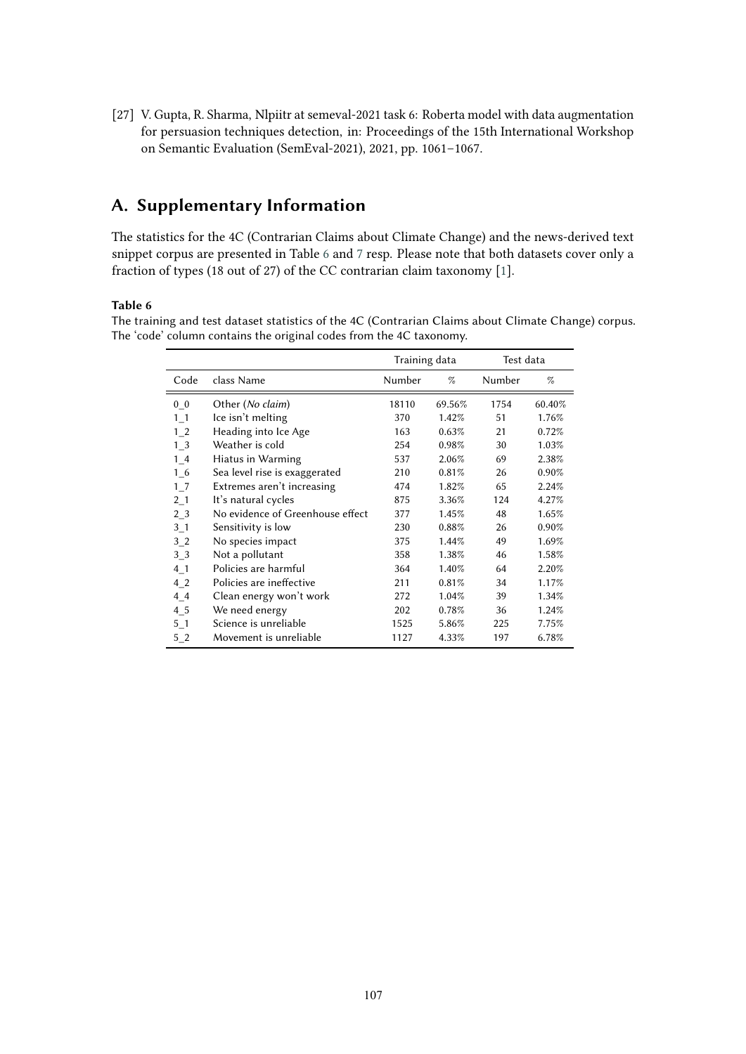[27] V. Gupta, R. Sharma, Nlpiitr at semeval-2021 task 6: Roberta model with data augmentation for persuasion techniques detection, in: Proceedings of the 15th International Workshop on Semantic Evaluation (SemEval-2021), 2021, pp. 1061–1067.

## A. Supplementary Information

The statistics for the 4C (Contrarian Claims about Climate Change) and the news-derived text snippet corpus are presented in Table 6 and 7 resp. Please note that both datasets cover only a fraction of types (18 out of 27) of the CC contrarian claim taxonomy [1].

**Table 6**

The training and test dataset statistics of the 4C (Contrarian Claims about Climate Change) corpus. The 'code' column contains the original codes from the 4C taxonomy.

| | | Training data | | Test data | |
|---|---|---|---|---|---|
| Code | class Name | Number | % | Number | % |
| 0_0 | Other (*No claim*) | 18110 | 69.56% | 1754 | 60.40% |
| 1_1 | Ice isn't melting | 370 | 1.42% | 51 | 1.76% |
| 1_2 | Heading into Ice Age | 163 | 0.63% | 21 | 0.72% |
| 1_3 | Weather is cold | 254 | 0.98% | 30 | 1.03% |
| 1_4 | Hiatus in Warming | 537 | 2.06% | 69 | 2.38% |
| 1_6 | Sea level rise is exaggerated | 210 | 0.81% | 26 | 0.90% |
| 1_7 | Extremes aren't increasing | 474 | 1.82% | 65 | 2.24% |
| 2_1 | It's natural cycles | 875 | 3.36% | 124 | 4.27% |
| 2_3 | No evidence of Greenhouse effect | 377 | 1.45% | 48 | 1.65% |
| 3_1 | Sensitivity is low | 230 | 0.88% | 26 | 0.90% |
| 3_2 | No species impact | 375 | 1.44% | 49 | 1.69% |
| 3_3 | Not a pollutant | 358 | 1.38% | 46 | 1.58% |
| 4_1 | Policies are harmful | 364 | 1.40% | 64 | 2.20% |
| 4_2 | Policies are ineffective | 211 | 0.81% | 34 | 1.17% |
| 4_4 | Clean energy won't work | 272 | 1.04% | 39 | 1.34% |
| 4_5 | We need energy | 202 | 0.78% | 36 | 1.24% |
| 5_1 | Science is unreliable | 1525 | 5.86% | 225 | 7.75% |
| 5_2 | Movement is unreliable | 1127 | 4.33% | 197 | 6.78% |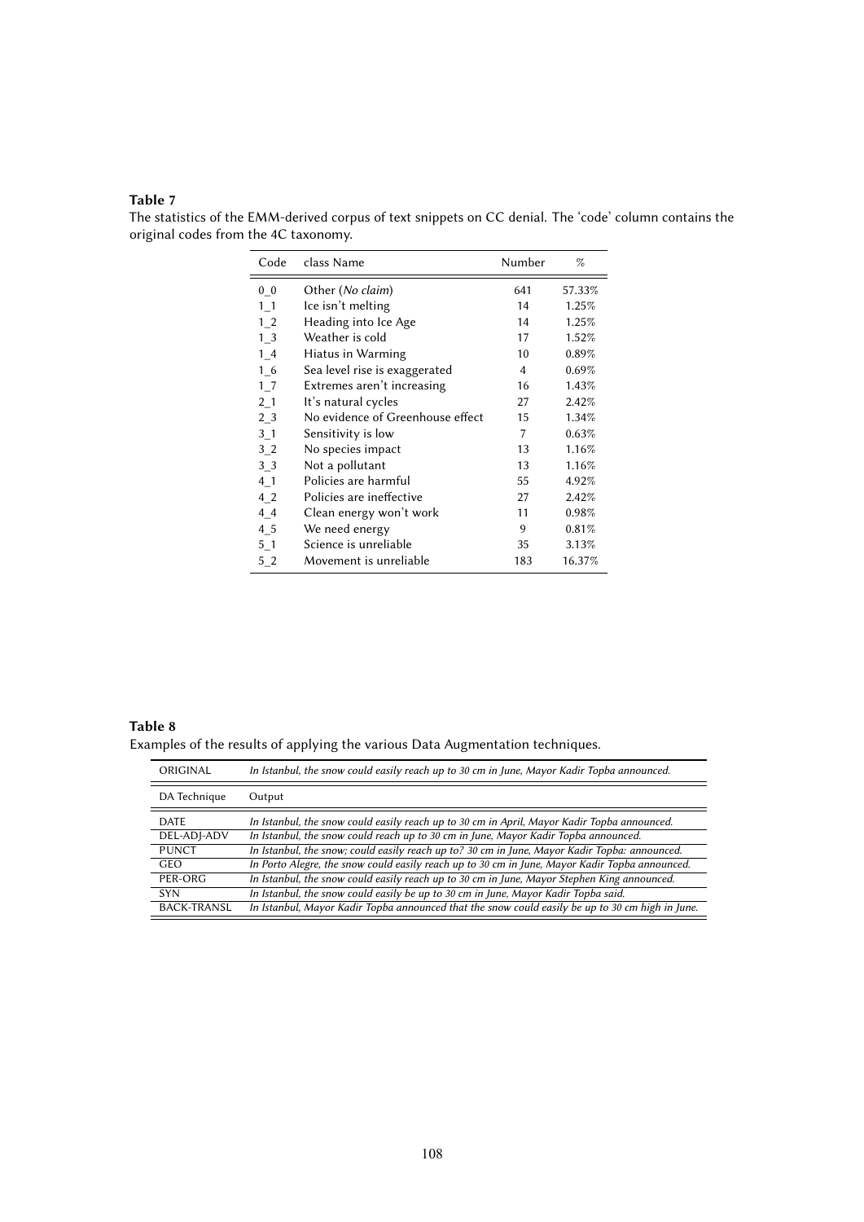**Table 7**
The statistics of the EMM-derived corpus of text snippets on CC denial. The 'code' column contains the original codes from the 4C taxonomy.

| Code | class Name | Number | % |
|---|---|---|---|
| 0_0 | Other (*No claim*) | 641 | 57.33% |
| 1_1 | Ice isn't melting | 14 | 1.25% |
| 1_2 | Heading into Ice Age | 14 | 1.25% |
| 1_3 | Weather is cold | 17 | 1.52% |
| 1_4 | Hiatus in Warming | 10 | 0.89% |
| 1_6 | Sea level rise is exaggerated | 4 | 0.69% |
| 1_7 | Extremes aren't increasing | 16 | 1.43% |
| 2_1 | It's natural cycles | 27 | 2.42% |
| 2_3 | No evidence of Greenhouse effect | 15 | 1.34% |
| 3_1 | Sensitivity is low | 7 | 0.63% |
| 3_2 | No species impact | 13 | 1.16% |
| 3_3 | Not a pollutant | 13 | 1.16% |
| 4_1 | Policies are harmful | 55 | 4.92% |
| 4_2 | Policies are ineffective | 27 | 2.42% |
| 4_4 | Clean energy won't work | 11 | 0.98% |
| 4_5 | We need energy | 9 | 0.81% |
| 5_1 | Science is unreliable | 35 | 3.13% |
| 5_2 | Movement is unreliable | 183 | 16.37% |

**Table 8**
Examples of the results of applying the various Data Augmentation techniques.

| ORIGINAL | *In Istanbul, the snow could easily reach up to 30 cm in June, Mayor Kadir Topba announced.* |
|---|---|
| DA Technique | Output |
| DATE | *In Istanbul, the snow could easily reach up to 30 cm in April, Mayor Kadir Topba announced.* |
| DEL-ADJ-ADV | *In Istanbul, the snow could reach up to 30 cm in June, Mayor Kadir Topba announced.* |
| PUNCT | *In Istanbul, the snow; could easily reach up to? 30 cm in June, Mayor Kadir Topba: announced.* |
| GEO | *In Porto Alegre, the snow could easily reach up to 30 cm in June, Mayor Kadir Topba announced.* |
| PER-ORG | *In Istanbul, the snow could easily reach up to 30 cm in June, Mayor Stephen King announced.* |
| SYN | *In Istanbul, the snow could easily be up to 30 cm in June, Mayor Kadir Topba said.* |
| BACK-TRANSL | *In Istanbul, Mayor Kadir Topba announced that the snow could easily be up to 30 cm high in June.* |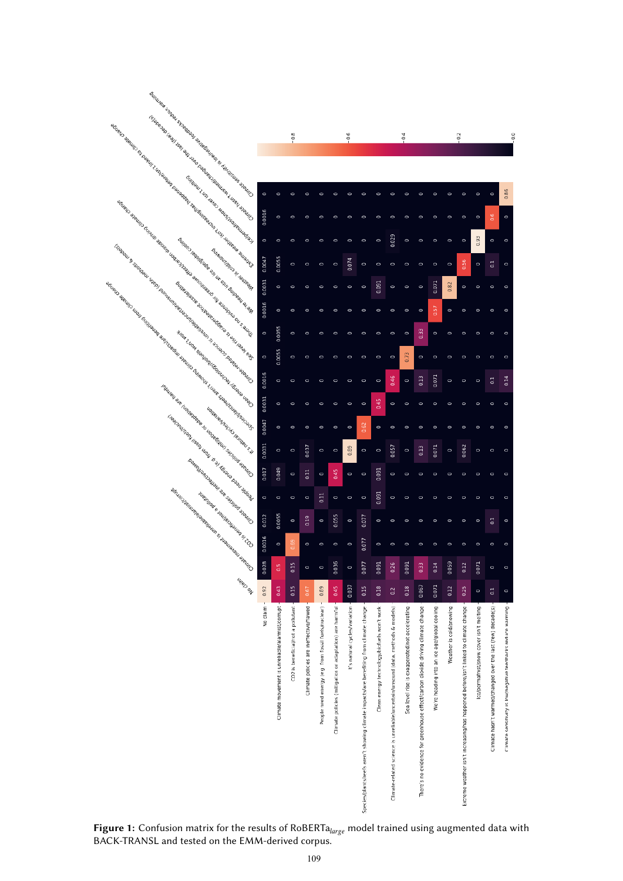No claim

Climate movement is unreliable/alarmist/corrupt

CO2 is beneficial/not a pollutant

Climate policies are ineffective/flawed

People need energy (e.g. from fossil fuels/nuclear)

Climate policies (mitigation or adaptation) are harmful

It's natural cycles/variation

Species/plants/reefs aren't showing climate impacts/are benefiting from climate change

Clean energy/technology/biofuels won't work

Climate-related science is unreliable/uncertain/unsound (data, methods & models)

Sea level rise is exaggerated/not accelerating

There's no evidence for greenhouse effect/carbon dioxide driving climate change

We're heading into an ice age/global cooling

Weather is cold/snowing

Extreme weather isn't increasing/has happened before/isn't linked to climate change

Ice/permafrost/snow cover isn't melting

Climate hasn't warmed/changed over the last (few) decade(s)

Climate sensitivity is low/negative feedbacks reduce warming

0.0

0.2

0.4

0.6

0.8

**Figure 1:** Confusion matrix for the results of RoBERTa$_{large}$ model trained using augmented data with BACK-TRANSL and tested on the EMM-derived corpus.